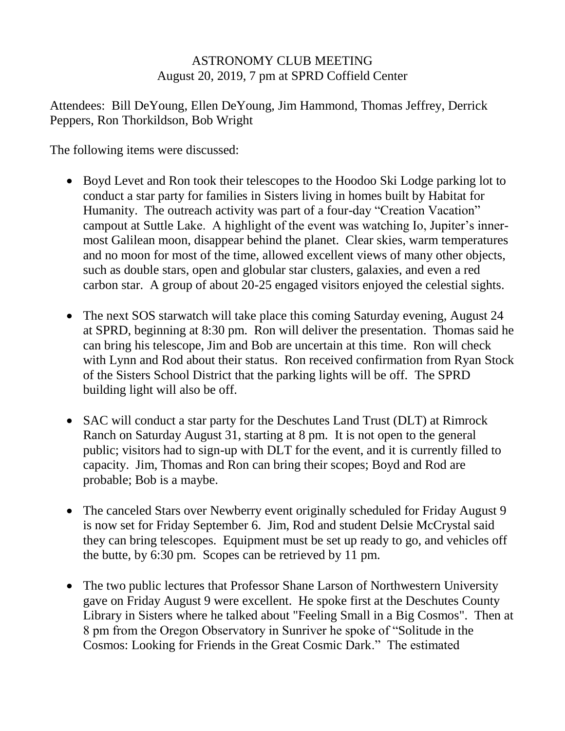# ASTRONOMY CLUB MEETING

August 20, 2019, 7 pm at SPRD Coffield Center

Attendees: Bill DeYoung, Ellen DeYoung, Jim Hammond, Thomas Jeffrey, Derrick Peppers, Ron Thorkildson, Bob Wright

The following items were discussed:

- Boyd Levet and Ron took their telescopes to the Hoodoo Ski Lodge parking lot to conduct a star party for families in Sisters living in homes built by Habitat for Humanity. The outreach activity was part of a four-day "Creation Vacation" campout at Suttle Lake. A highlight of the event was watching Io, Jupiter's inner-most Galilean moon, disappear behind the planet. Clear skies, warm temperatures and no moon for most of the time, allowed excellent views of many other objects, such as double stars, open and globular star clusters, galaxies, and even a red carbon star. A group of about 20-25 engaged visitors enjoyed the celestial sights.

- The next SOS starwatch will take place this coming Saturday evening, August 24 at SPRD, beginning at 8:30 pm. Ron will deliver the presentation. Thomas said he can bring his telescope, Jim and Bob are uncertain at this time. Ron will check with Lynn and Rod about their status. Ron received confirmation from Ryan Stock of the Sisters School District that the parking lights will be off. The SPRD building light will also be off.

- SAC will conduct a star party for the Deschutes Land Trust (DLT) at Rimrock Ranch on Saturday August 31, starting at 8 pm. It is not open to the general public; visitors had to sign-up with DLT for the event, and it is currently filled to capacity. Jim, Thomas and Ron can bring their scopes; Boyd and Rod are probable; Bob is a maybe.

- The canceled Stars over Newberry event originally scheduled for Friday August 9 is now set for Friday September 6. Jim, Rod and student Delsie McCrystal said they can bring telescopes. Equipment must be set up ready to go, and vehicles off the butte, by 6:30 pm. Scopes can be retrieved by 11 pm.

- The two public lectures that Professor Shane Larson of Northwestern University gave on Friday August 9 were excellent. He spoke first at the Deschutes County Library in Sisters where he talked about "Feeling Small in a Big Cosmos". Then at 8 pm from the Oregon Observatory in Sunriver he spoke of "Solitude in the Cosmos: Looking for Friends in the Great Cosmic Dark." The estimated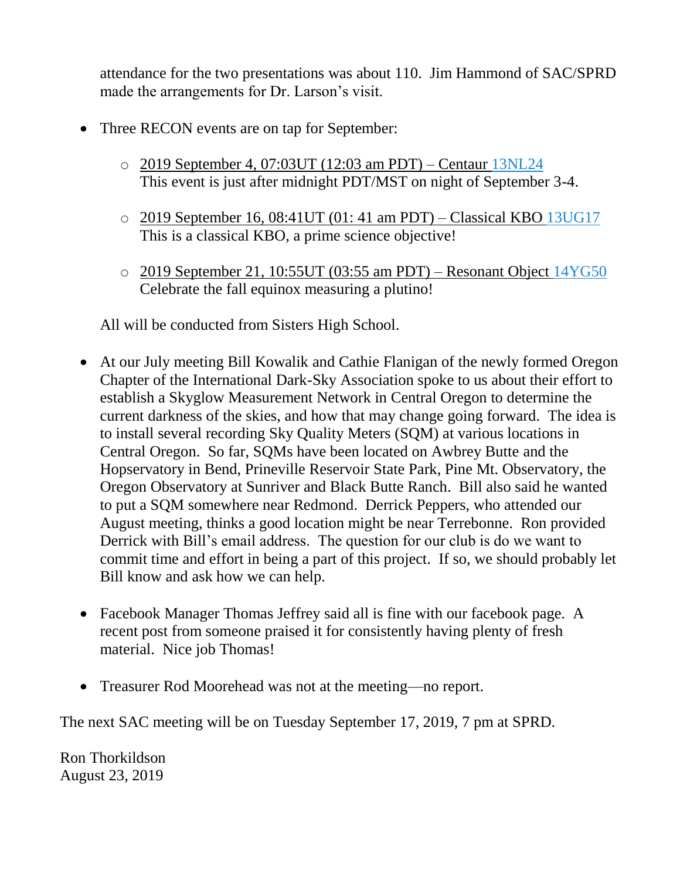attendance for the two presentations was about 110. Jim Hammond of SAC/SPRD made the arrangements for Dr. Larson's visit.

- Three RECON events are on tap for September:

  - 2019 September 4, 07:03UT (12:03 am PDT) – Centaur 13NL24
    This event is just after midnight PDT/MST on night of September 3-4.

  - 2019 September 16, 08:41UT (01: 41 am PDT) – Classical KBO 13UG17
    This is a classical KBO, a prime science objective!

  - 2019 September 21, 10:55UT (03:55 am PDT) – Resonant Object 14YG50
    Celebrate the fall equinox measuring a plutino!

  All will be conducted from Sisters High School.

- At our July meeting Bill Kowalik and Cathie Flanigan of the newly formed Oregon Chapter of the International Dark-Sky Association spoke to us about their effort to establish a Skyglow Measurement Network in Central Oregon to determine the current darkness of the skies, and how that may change going forward. The idea is to install several recording Sky Quality Meters (SQM) at various locations in Central Oregon. So far, SQMs have been located on Awbrey Butte and the Hopservatory in Bend, Prineville Reservoir State Park, Pine Mt. Observatory, the Oregon Observatory at Sunriver and Black Butte Ranch. Bill also said he wanted to put a SQM somewhere near Redmond. Derrick Peppers, who attended our August meeting, thinks a good location might be near Terrebonne. Ron provided Derrick with Bill's email address. The question for our club is do we want to commit time and effort in being a part of this project. If so, we should probably let Bill know and ask how we can help.

- Facebook Manager Thomas Jeffrey said all is fine with our facebook page. A recent post from someone praised it for consistently having plenty of fresh material. Nice job Thomas!

- Treasurer Rod Moorehead was not at the meeting—no report.

The next SAC meeting will be on Tuesday September 17, 2019, 7 pm at SPRD.

Ron Thorkildson
August 23, 2019